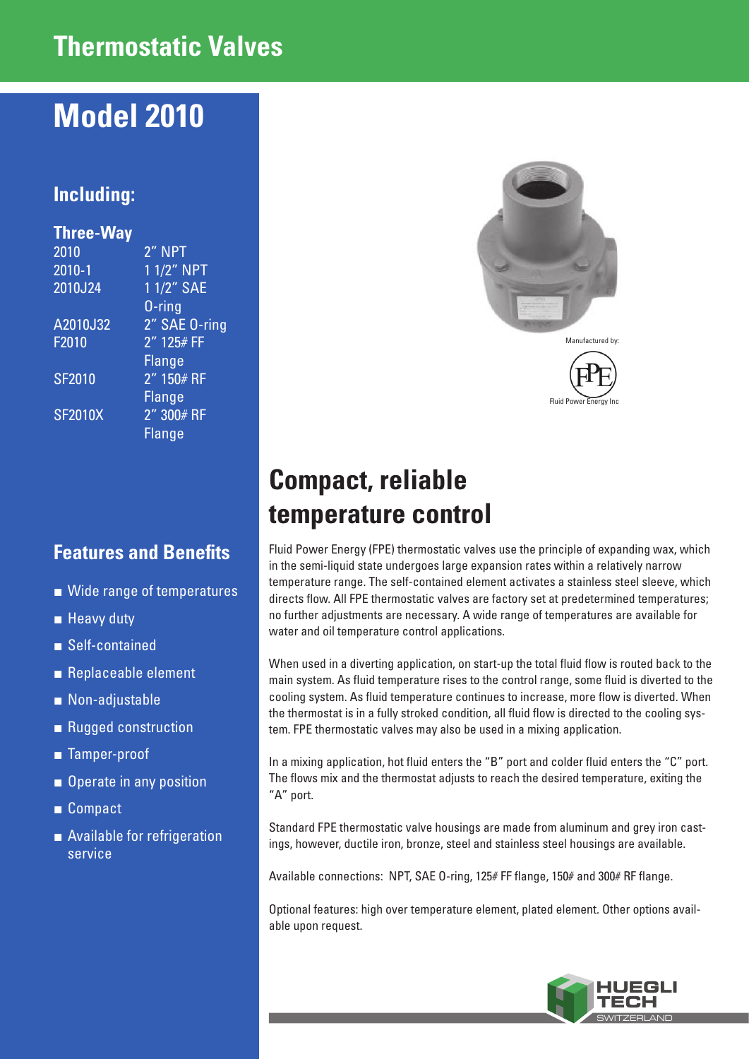# Thermostatic Valves

## Model 2010

### Including:

**Three-Way**

| Model | Connection |
| --- | --- |
| 2010 | 2" NPT |
| 2010-1 | 1 1/2" NPT |
| 2010J24 | 1 1/2" SAE O-ring |
| A2010J32 | 2" SAE O-ring |
| F2010 | 2" 125# FF Flange |
| SF2010 | 2" 150# RF Flange |
| SF2010X | 2" 300# RF Flange |

### Features and Benefits

- Wide range of temperatures
- Heavy duty
- Self-contained
- Replaceable element
- Non-adjustable
- Rugged construction
- Tamper-proof
- Operate in any position
- Compact
- Available for refrigeration service

Manufactured by:

Fluid Power Energy Inc

## Compact, reliable temperature control

Fluid Power Energy (FPE) thermostatic valves use the principle of expanding wax, which in the semi-liquid state undergoes large expansion rates within a relatively narrow temperature range. The self-contained element activates a stainless steel sleeve, which directs flow. All FPE thermostatic valves are factory set at predetermined temperatures; no further adjustments are necessary. A wide range of temperatures are available for water and oil temperature control applications.

When used in a diverting application, on start-up the total fluid flow is routed back to the main system. As fluid temperature rises to the control range, some fluid is diverted to the cooling system. As fluid temperature continues to increase, more flow is diverted. When the thermostat is in a fully stroked condition, all fluid flow is directed to the cooling system. FPE thermostatic valves may also be used in a mixing application.

In a mixing application, hot fluid enters the "B" port and colder fluid enters the "C" port. The flows mix and the thermostat adjusts to reach the desired temperature, exiting the "A" port.

Standard FPE thermostatic valve housings are made from aluminum and grey iron castings, however, ductile iron, bronze, steel and stainless steel housings are available.

Available connections: NPT, SAE O-ring, 125# FF flange, 150# and 300# RF flange.

Optional features: high over temperature element, plated element. Other options available upon request.

HUEGLI TECH SWITZERLAND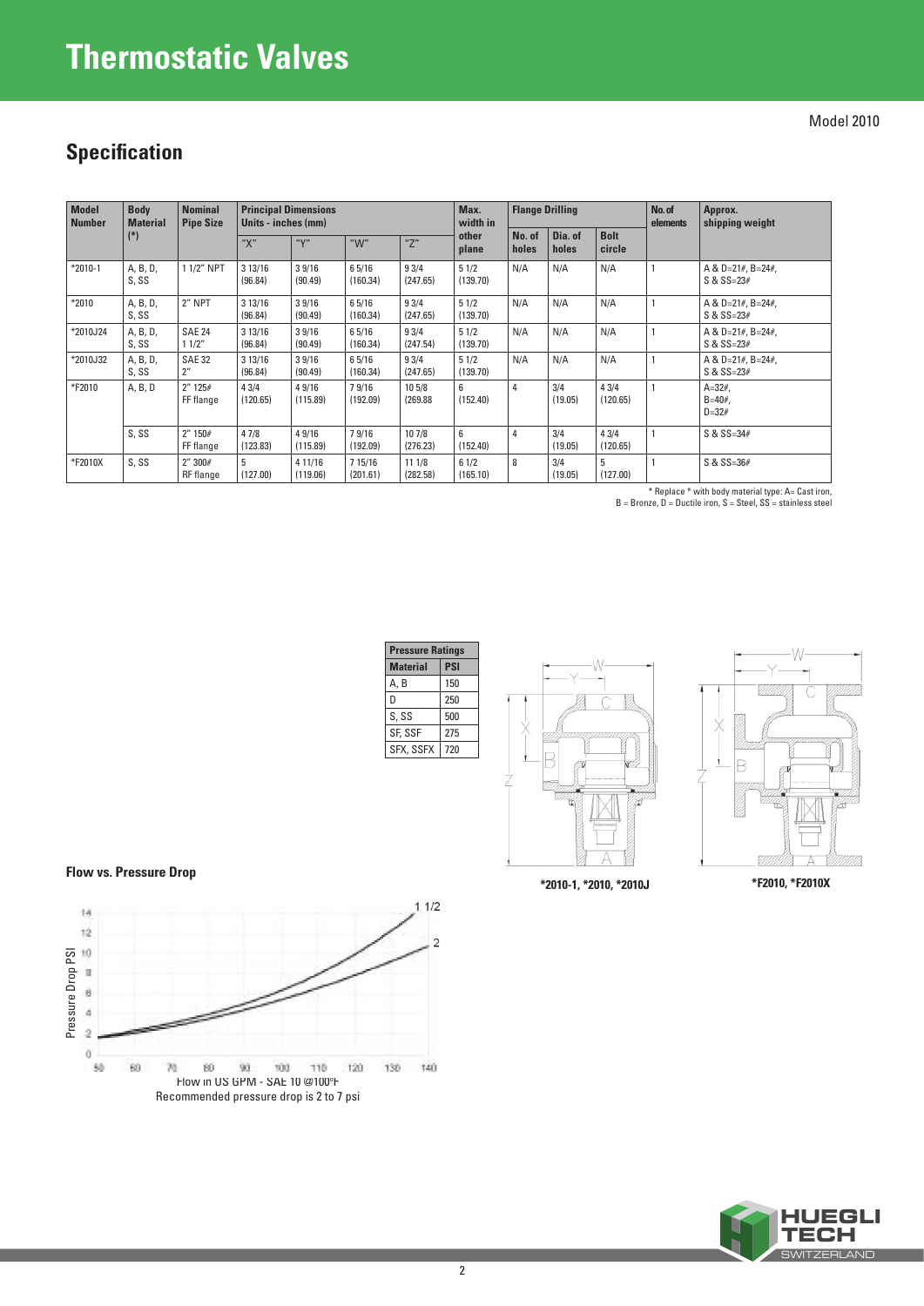# Thermostatic Valves

Model 2010

## Specification

| Model Number | Body Material (*) | Nominal Pipe Size | Principal Dimensions Units - inches (mm) | | | | Max. width in other plane | Flange Drilling | | | No. of elements | Approx. shipping weight |
|---|---|---|---|---|---|---|---|---|---|---|---|---|
| | | | "X" | "Y" | "W" | "Z" | | No. of holes | Dia. of holes | Bolt circle | | |
| *2010-1 | A, B, D, S, SS | 1 1/2" NPT | 3 13/16 (96.84) | 3 9/16 (90.49) | 6 5/16 (160.34) | 9 3/4 (247.65) | 5 1/2 (139.70) | N/A | N/A | N/A | 1 | A & D=21#, B=24#, S & SS=23# |
| *2010 | A, B, D, S, SS | 2" NPT | 3 13/16 (96.84) | 3 9/16 (90.49) | 6 5/16 (160.34) | 9 3/4 (247.65) | 5 1/2 (139.70) | N/A | N/A | N/A | 1 | A & D=21#, B=24#, S & SS=23# |
| *2010J24 | A, B, D, S, SS | SAE 24 1 1/2" | 3 13/16 (96.84) | 3 9/16 (90.49) | 6 5/16 (160.34) | 9 3/4 (247.54) | 5 1/2 (139.70) | N/A | N/A | N/A | 1 | A & D=21#, B=24#, S & SS=23# |
| *2010J32 | A, B, D, S, SS | SAE 32 2" | 3 13/16 (96.84) | 3 9/16 (90.49) | 6 5/16 (160.34) | 9 3/4 (247.65) | 5 1/2 (139.70) | N/A | N/A | N/A | 1 | A & D=21#, B=24#, S & SS=23# |
| *F2010 | A, B, D | 2" 125# FF flange | 4 3/4 (120.65) | 4 9/16 (115.89) | 7 9/16 (192.09) | 10 5/8 (269.88 | 6 (152.40) | 4 | 3/4 (19.05) | 4 3/4 (120.65) | 1 | A=32#, B=40#, D=32# |
| | S, SS | 2" 150# FF flange | 4 7/8 (123.83) | 4 9/16 (115.89) | 7 9/16 (192.09) | 10 7/8 (276.23) | 6 (152.40) | 4 | 3/4 (19.05) | 4 3/4 (120.65) | 1 | S & SS=34# |
| *F2010X | S, SS | 2" 300# RF flange | 5 (127.00) | 4 11/16 (119.06) | 7 15/16 (201.61) | 11 1/8 (282.58) | 6 1/2 (165.10) | 8 | 3/4 (19.05) | 5 (127.00) | 1 | S & SS=36# |

* Replace * with body material type: A= Cast iron, B = Bronze, D = Ductile iron, S = Steel, SS = stainless steel

| Pressure Ratings | |
|---|---|
| Material | PSI |
| A, B | 150 |
| D | 250 |
| S, SS | 500 |
| SF, SSF | 275 |
| SFX, SSFX | 720 |

*2010-1, *2010, *2010J

*F2010, *F2010X

### Flow vs. Pressure Drop

Flow in US GPM - SAE 10 @100°F

Recommended pressure drop is 2 to 7 psi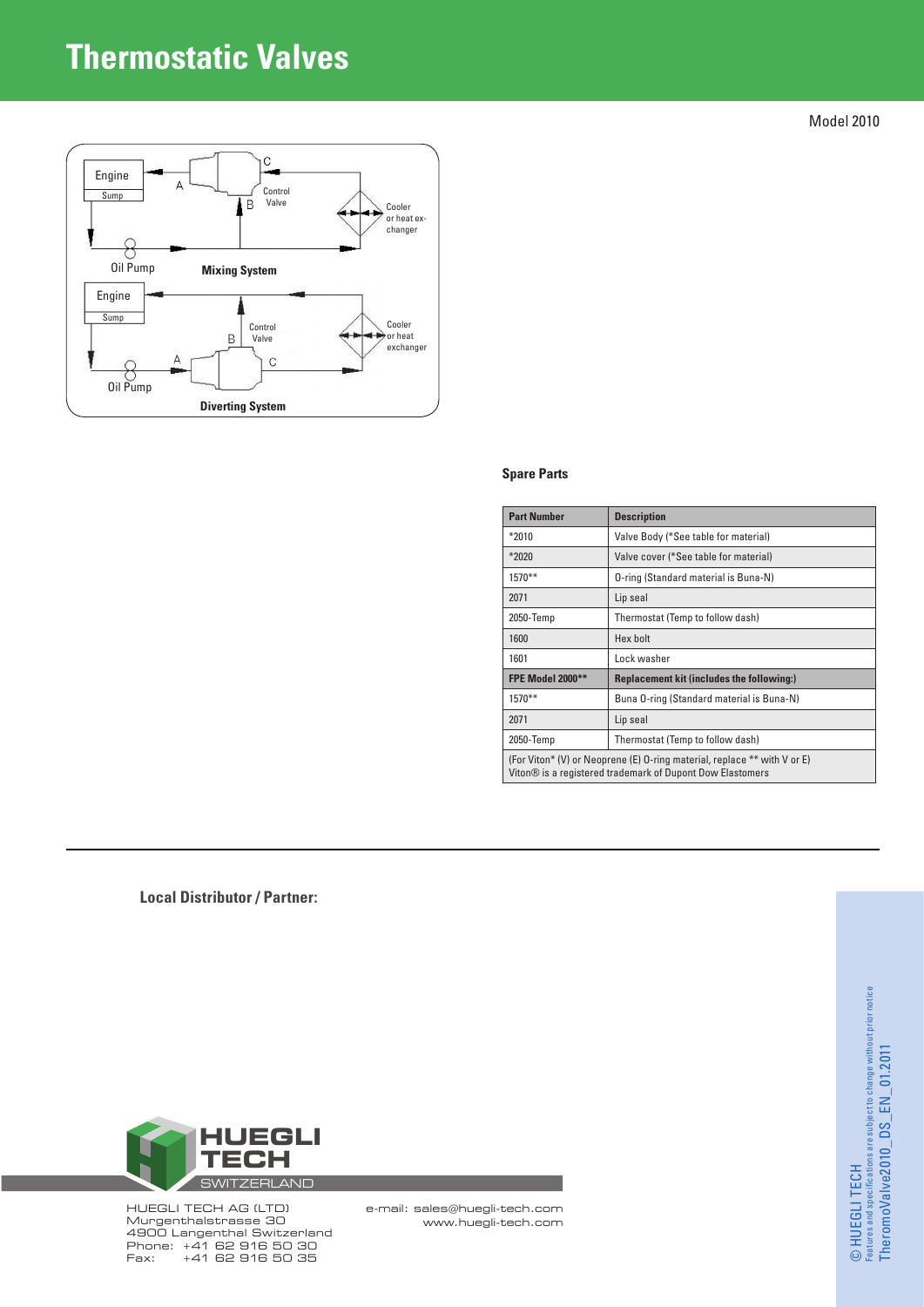# Thermostatic Valves

Model 2010

Engine
Sump
A
C
Control Valve
B
Cooler or heat exchanger
Oil Pump
**Mixing System**

Engine
Sump
Control Valve
B
A
C
Cooler or heat exchanger
Oil Pump
**Diverting System**

### Spare Parts

| Part Number | Description |
|---|---|
| *2010 | Valve Body (*See table for material) |
| *2020 | Valve cover (*See table for material) |
| 1570** | O-ring (Standard material is Buna-N) |
| 2071 | Lip seal |
| 2050-Temp | Thermostat (Temp to follow dash) |
| 1600 | Hex bolt |
| 1601 | Lock washer |
| **FPE Model 2000**** | **Replacement kit (includes the following:)** |
| 1570** | Buna O-ring (Standard material is Buna-N) |
| 2071 | Lip seal |
| 2050-Temp | Thermostat (Temp to follow dash) |
| (For Viton* (V) or Neoprene (E) O-ring material, replace ** with V or E) Viton® is a registered trademark of Dupont Dow Elastomers | |

**Local Distributor / Partner:**

HUEGLI TECH SWITZERLAND

HUEGLI TECH AG (LTD)
Murgenthalstrasse 30
4900 Langenthal Switzerland
Phone: +41 62 916 50 30
Fax: +41 62 916 50 35

e-mail: sales@huegli-tech.com
www.huegli-tech.com

© HUEGLI TECH
Features and specifications are subject to change without prior notice
TheromoValve2010_DS_EN_01.2011